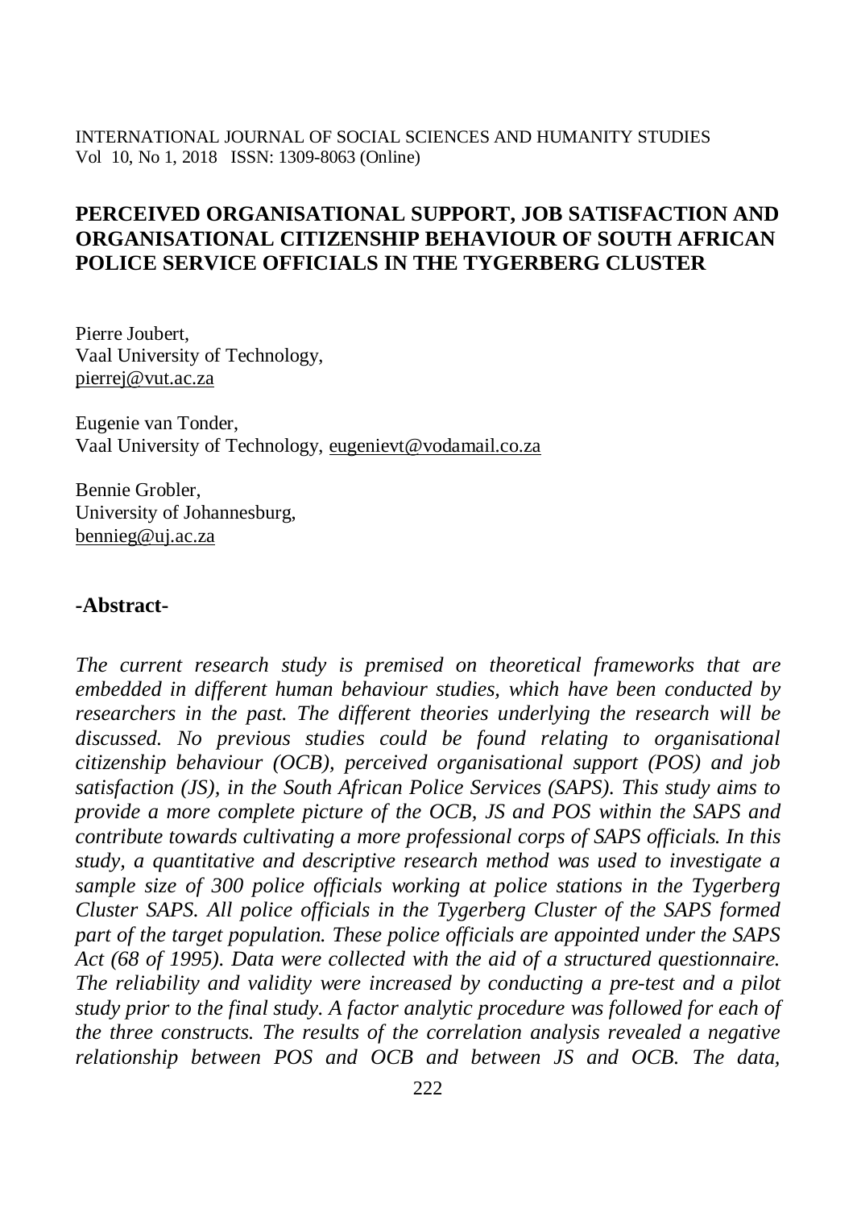# PERCEIVED ORGANISATIONAL SUPPORT, JOB SATISFACTION AND ORGANISATIONAL CITIZENSHIP BEHAVIOUR OF SOUTH AFRICAN POLICE SERVICE OFFICIALS IN THE TYGERBERG CLUSTER

Pierre Joubert,
Vaal University of Technology,
pierrej@vut.ac.za

Eugenie van Tonder,
Vaal University of Technology, eugenievt@vodamail.co.za

Bennie Grobler,
University of Johannesburg,
bennieg@uj.ac.za

## -Abstract-

*The current research study is premised on theoretical frameworks that are embedded in different human behaviour studies, which have been conducted by researchers in the past. The different theories underlying the research will be discussed. No previous studies could be found relating to organisational citizenship behaviour (OCB), perceived organisational support (POS) and job satisfaction (JS), in the South African Police Services (SAPS). This study aims to provide a more complete picture of the OCB, JS and POS within the SAPS and contribute towards cultivating a more professional corps of SAPS officials. In this study, a quantitative and descriptive research method was used to investigate a sample size of 300 police officials working at police stations in the Tygerberg Cluster SAPS. All police officials in the Tygerberg Cluster of the SAPS formed part of the target population. These police officials are appointed under the SAPS Act (68 of 1995). Data were collected with the aid of a structured questionnaire. The reliability and validity were increased by conducting a pre-test and a pilot study prior to the final study. A factor analytic procedure was followed for each of the three constructs. The results of the correlation analysis revealed a negative relationship between POS and OCB and between JS and OCB. The data,*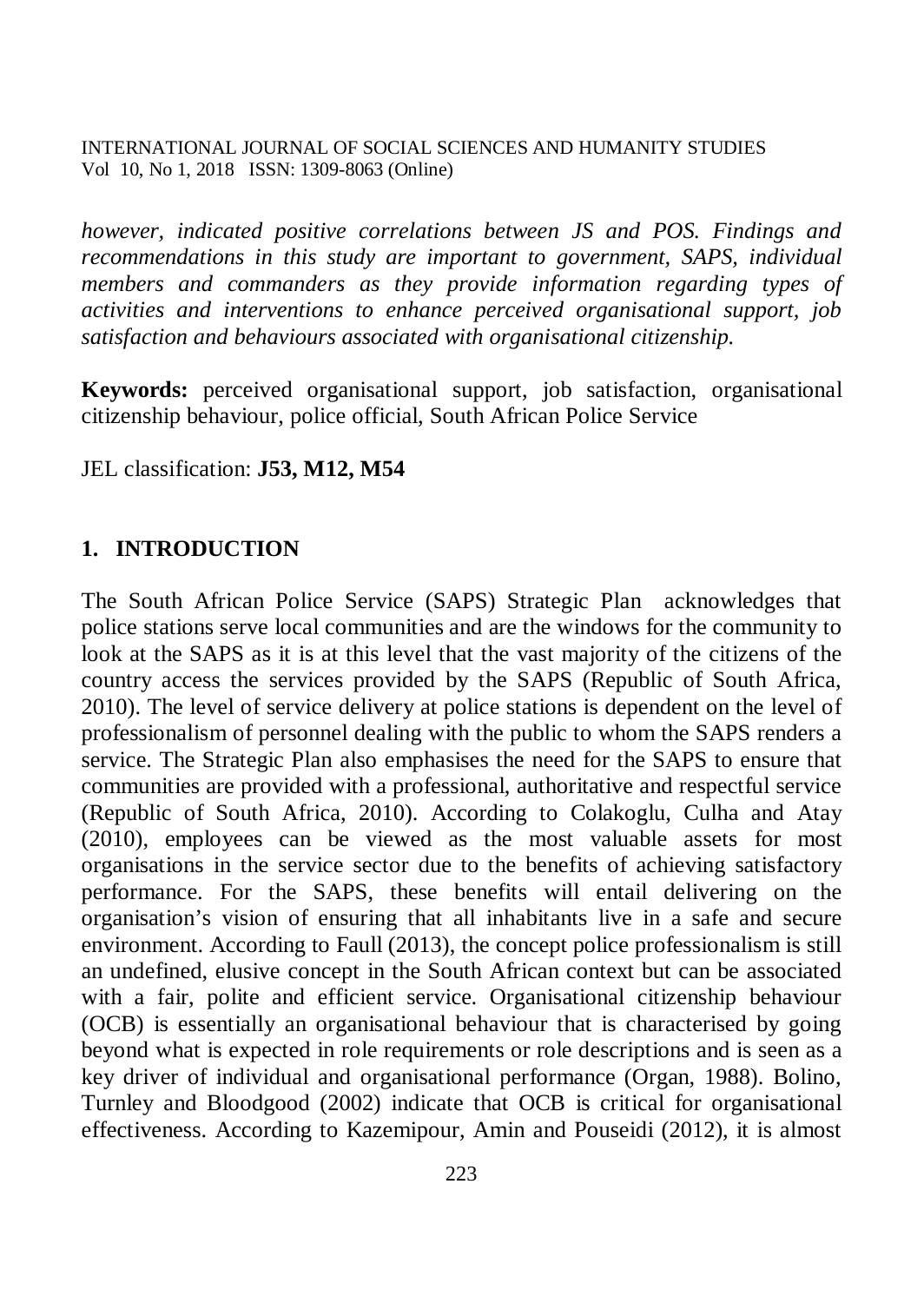*however, indicated positive correlations between JS and POS. Findings and recommendations in this study are important to government, SAPS, individual members and commanders as they provide information regarding types of activities and interventions to enhance perceived organisational support, job satisfaction and behaviours associated with organisational citizenship.*

**Keywords:** perceived organisational support, job satisfaction, organisational citizenship behaviour, police official, South African Police Service

JEL classification: **J53, M12, M54**

## 1. INTRODUCTION

The South African Police Service (SAPS) Strategic Plan acknowledges that police stations serve local communities and are the windows for the community to look at the SAPS as it is at this level that the vast majority of the citizens of the country access the services provided by the SAPS (Republic of South Africa, 2010). The level of service delivery at police stations is dependent on the level of professionalism of personnel dealing with the public to whom the SAPS renders a service. The Strategic Plan also emphasises the need for the SAPS to ensure that communities are provided with a professional, authoritative and respectful service (Republic of South Africa, 2010). According to Colakoglu, Culha and Atay (2010), employees can be viewed as the most valuable assets for most organisations in the service sector due to the benefits of achieving satisfactory performance. For the SAPS, these benefits will entail delivering on the organisation's vision of ensuring that all inhabitants live in a safe and secure environment. According to Faull (2013), the concept police professionalism is still an undefined, elusive concept in the South African context but can be associated with a fair, polite and efficient service. Organisational citizenship behaviour (OCB) is essentially an organisational behaviour that is characterised by going beyond what is expected in role requirements or role descriptions and is seen as a key driver of individual and organisational performance (Organ, 1988). Bolino, Turnley and Bloodgood (2002) indicate that OCB is critical for organisational effectiveness. According to Kazemipour, Amin and Pouseidi (2012), it is almost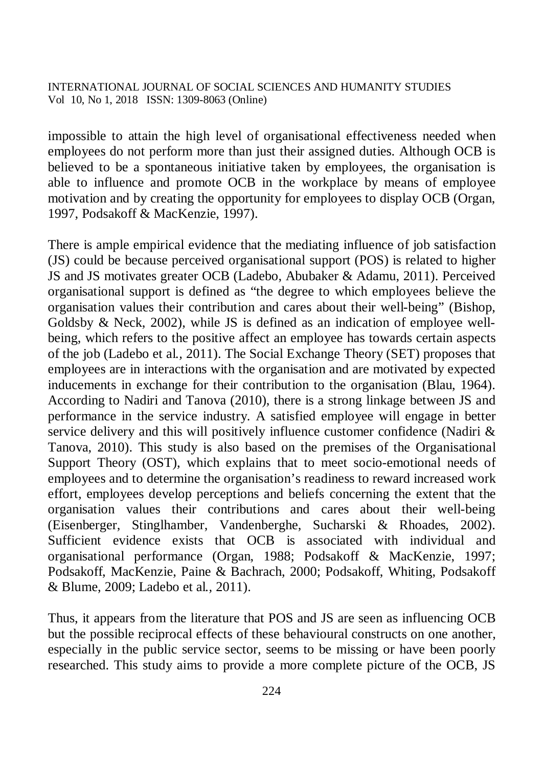impossible to attain the high level of organisational effectiveness needed when employees do not perform more than just their assigned duties. Although OCB is believed to be a spontaneous initiative taken by employees, the organisation is able to influence and promote OCB in the workplace by means of employee motivation and by creating the opportunity for employees to display OCB (Organ, 1997, Podsakoff & MacKenzie, 1997).

There is ample empirical evidence that the mediating influence of job satisfaction (JS) could be because perceived organisational support (POS) is related to higher JS and JS motivates greater OCB (Ladebo, Abubaker & Adamu, 2011). Perceived organisational support is defined as "the degree to which employees believe the organisation values their contribution and cares about their well-being" (Bishop, Goldsby & Neck, 2002), while JS is defined as an indication of employee well-being, which refers to the positive affect an employee has towards certain aspects of the job (Ladebo et al*.*, 2011). The Social Exchange Theory (SET) proposes that employees are in interactions with the organisation and are motivated by expected inducements in exchange for their contribution to the organisation (Blau, 1964). According to Nadiri and Tanova (2010), there is a strong linkage between JS and performance in the service industry. A satisfied employee will engage in better service delivery and this will positively influence customer confidence (Nadiri & Tanova, 2010). This study is also based on the premises of the Organisational Support Theory (OST), which explains that to meet socio-emotional needs of employees and to determine the organisation's readiness to reward increased work effort, employees develop perceptions and beliefs concerning the extent that the organisation values their contributions and cares about their well-being (Eisenberger, Stinglhamber, Vandenberghe, Sucharski & Rhoades, 2002). Sufficient evidence exists that OCB is associated with individual and organisational performance (Organ, 1988; Podsakoff & MacKenzie, 1997; Podsakoff, MacKenzie, Paine & Bachrach, 2000; Podsakoff, Whiting, Podsakoff & Blume, 2009; Ladebo et al*.*, 2011).

Thus, it appears from the literature that POS and JS are seen as influencing OCB but the possible reciprocal effects of these behavioural constructs on one another, especially in the public service sector, seems to be missing or have been poorly researched. This study aims to provide a more complete picture of the OCB, JS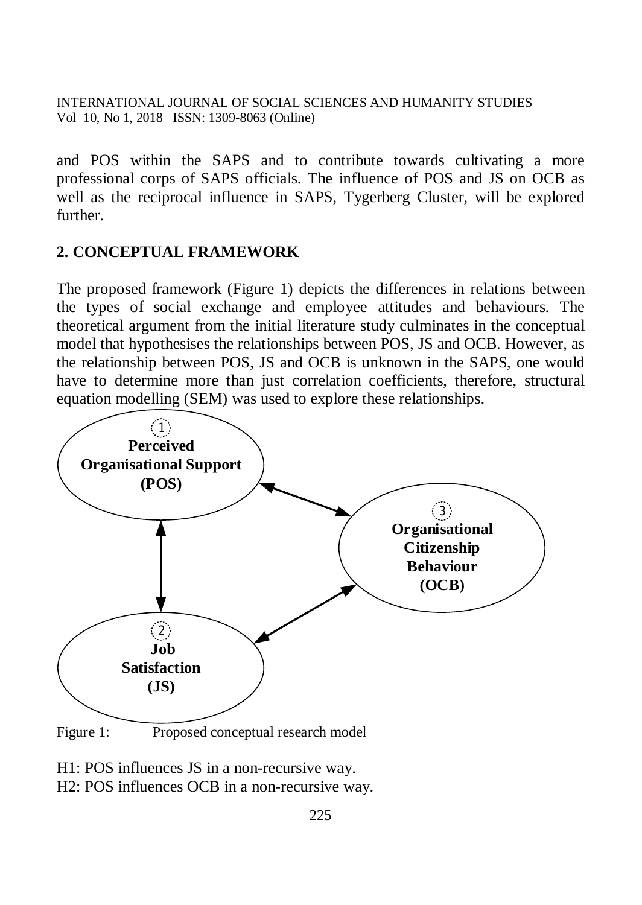and POS within the SAPS and to contribute towards cultivating a more professional corps of SAPS officials. The influence of POS and JS on OCB as well as the reciprocal influence in SAPS, Tygerberg Cluster, will be explored further.

## 2. CONCEPTUAL FRAMEWORK

The proposed framework (Figure 1) depicts the differences in relations between the types of social exchange and employee attitudes and behaviours. The theoretical argument from the initial literature study culminates in the conceptual model that hypothesises the relationships between POS, JS and OCB. However, as the relationship between POS, JS and OCB is unknown in the SAPS, one would have to determine more than just correlation coefficients, therefore, structural equation modelling (SEM) was used to explore these relationships.

Figure 1: Proposed conceptual research model

H1: POS influences JS in a non-recursive way.
H2: POS influences OCB in a non-recursive way.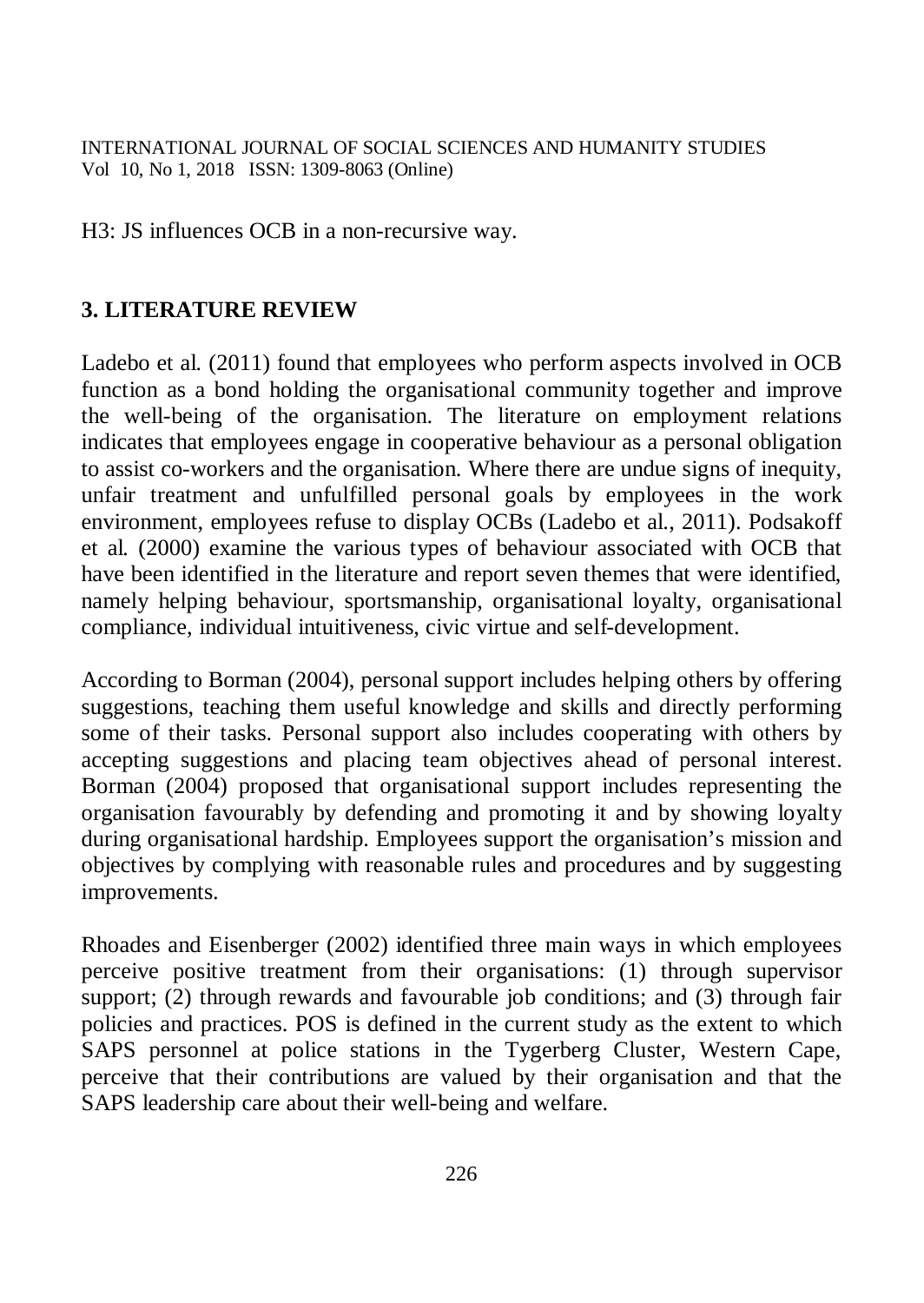H3: JS influences OCB in a non-recursive way.

## 3. LITERATURE REVIEW

Ladebo et al. (2011) found that employees who perform aspects involved in OCB function as a bond holding the organisational community together and improve the well-being of the organisation. The literature on employment relations indicates that employees engage in cooperative behaviour as a personal obligation to assist co-workers and the organisation. Where there are undue signs of inequity, unfair treatment and unfulfilled personal goals by employees in the work environment, employees refuse to display OCBs (Ladebo et al., 2011). Podsakoff et al. (2000) examine the various types of behaviour associated with OCB that have been identified in the literature and report seven themes that were identified, namely helping behaviour, sportsmanship, organisational loyalty, organisational compliance, individual intuitiveness, civic virtue and self-development.

According to Borman (2004), personal support includes helping others by offering suggestions, teaching them useful knowledge and skills and directly performing some of their tasks. Personal support also includes cooperating with others by accepting suggestions and placing team objectives ahead of personal interest. Borman (2004) proposed that organisational support includes representing the organisation favourably by defending and promoting it and by showing loyalty during organisational hardship. Employees support the organisation's mission and objectives by complying with reasonable rules and procedures and by suggesting improvements.

Rhoades and Eisenberger (2002) identified three main ways in which employees perceive positive treatment from their organisations: (1) through supervisor support; (2) through rewards and favourable job conditions; and (3) through fair policies and practices. POS is defined in the current study as the extent to which SAPS personnel at police stations in the Tygerberg Cluster, Western Cape, perceive that their contributions are valued by their organisation and that the SAPS leadership care about their well-being and welfare.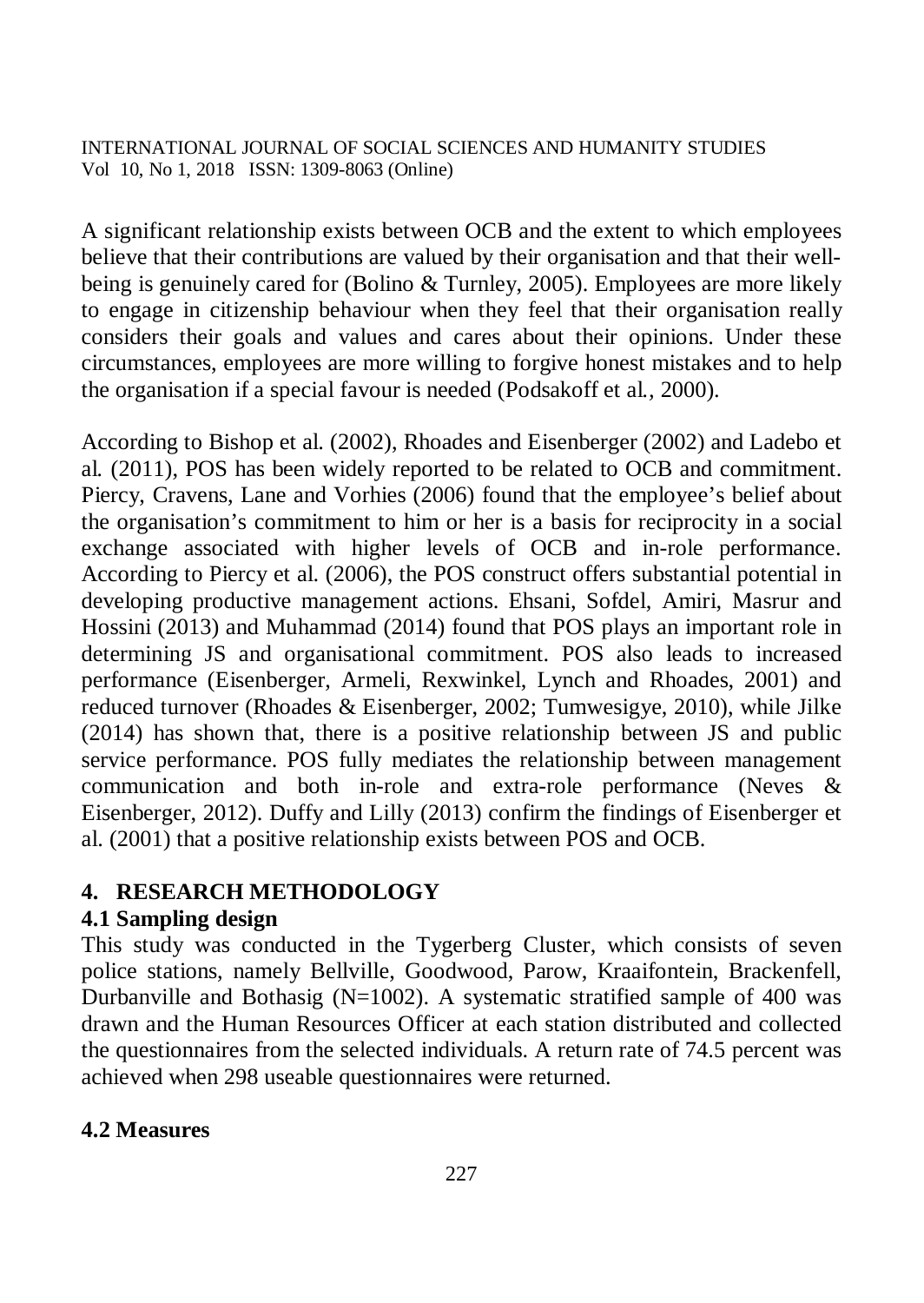A significant relationship exists between OCB and the extent to which employees believe that their contributions are valued by their organisation and that their well-being is genuinely cared for (Bolino & Turnley, 2005). Employees are more likely to engage in citizenship behaviour when they feel that their organisation really considers their goals and values and cares about their opinions. Under these circumstances, employees are more willing to forgive honest mistakes and to help the organisation if a special favour is needed (Podsakoff et al., 2000).

According to Bishop et al. (2002), Rhoades and Eisenberger (2002) and Ladebo et al. (2011), POS has been widely reported to be related to OCB and commitment. Piercy, Cravens, Lane and Vorhies (2006) found that the employee's belief about the organisation's commitment to him or her is a basis for reciprocity in a social exchange associated with higher levels of OCB and in-role performance. According to Piercy et al. (2006), the POS construct offers substantial potential in developing productive management actions. Ehsani, Sofdel, Amiri, Masrur and Hossini (2013) and Muhammad (2014) found that POS plays an important role in determining JS and organisational commitment. POS also leads to increased performance (Eisenberger, Armeli, Rexwinkel, Lynch and Rhoades, 2001) and reduced turnover (Rhoades & Eisenberger, 2002; Tumwesigye, 2010), while Jilke (2014) has shown that, there is a positive relationship between JS and public service performance. POS fully mediates the relationship between management communication and both in-role and extra-role performance (Neves & Eisenberger, 2012). Duffy and Lilly (2013) confirm the findings of Eisenberger et al. (2001) that a positive relationship exists between POS and OCB.

## 4. RESEARCH METHODOLOGY

### 4.1 Sampling design

This study was conducted in the Tygerberg Cluster, which consists of seven police stations, namely Bellville, Goodwood, Parow, Kraaifontein, Brackenfell, Durbanville and Bothasig (N=1002). A systematic stratified sample of 400 was drawn and the Human Resources Officer at each station distributed and collected the questionnaires from the selected individuals. A return rate of 74.5 percent was achieved when 298 useable questionnaires were returned.

### 4.2 Measures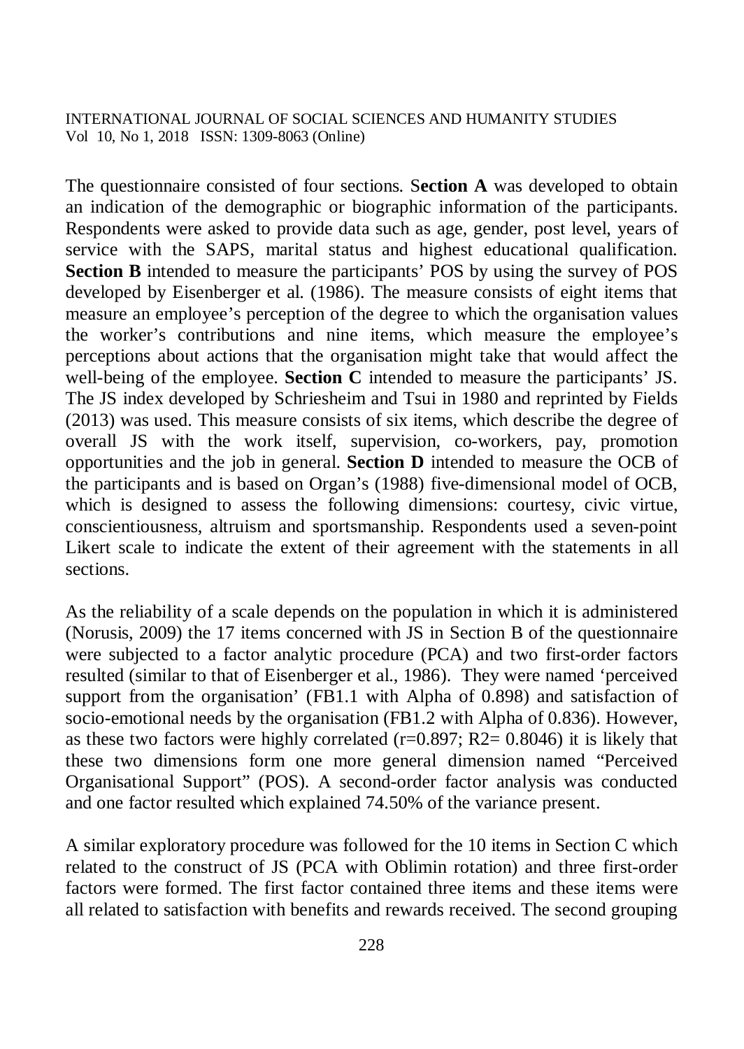The questionnaire consisted of four sections. S**ection A** was developed to obtain an indication of the demographic or biographic information of the participants. Respondents were asked to provide data such as age, gender, post level, years of service with the SAPS, marital status and highest educational qualification. **Section B** intended to measure the participants' POS by using the survey of POS developed by Eisenberger et al. (1986). The measure consists of eight items that measure an employee's perception of the degree to which the organisation values the worker's contributions and nine items, which measure the employee's perceptions about actions that the organisation might take that would affect the well-being of the employee. **Section C** intended to measure the participants' JS. The JS index developed by Schriesheim and Tsui in 1980 and reprinted by Fields (2013) was used. This measure consists of six items, which describe the degree of overall JS with the work itself, supervision, co-workers, pay, promotion opportunities and the job in general. **Section D** intended to measure the OCB of the participants and is based on Organ's (1988) five-dimensional model of OCB, which is designed to assess the following dimensions: courtesy, civic virtue, conscientiousness, altruism and sportsmanship. Respondents used a seven-point Likert scale to indicate the extent of their agreement with the statements in all sections.

As the reliability of a scale depends on the population in which it is administered (Norusis, 2009) the 17 items concerned with JS in Section B of the questionnaire were subjected to a factor analytic procedure (PCA) and two first-order factors resulted (similar to that of Eisenberger et al., 1986). They were named 'perceived support from the organisation' (FB1.1 with Alpha of 0.898) and satisfaction of socio-emotional needs by the organisation (FB1.2 with Alpha of 0.836). However, as these two factors were highly correlated ($r=0.897$; $R2= 0.8046$) it is likely that these two dimensions form one more general dimension named "Perceived Organisational Support" (POS). A second-order factor analysis was conducted and one factor resulted which explained 74.50% of the variance present.

A similar exploratory procedure was followed for the 10 items in Section C which related to the construct of JS (PCA with Oblimin rotation) and three first-order factors were formed. The first factor contained three items and these items were all related to satisfaction with benefits and rewards received. The second grouping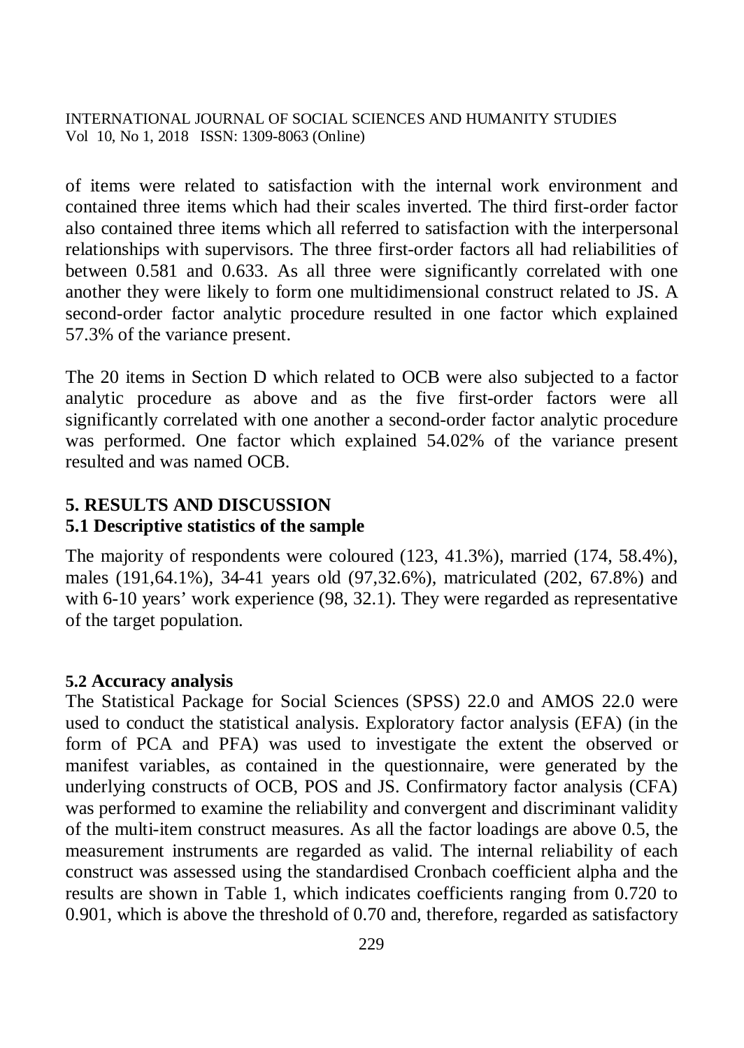of items were related to satisfaction with the internal work environment and contained three items which had their scales inverted. The third first-order factor also contained three items which all referred to satisfaction with the interpersonal relationships with supervisors. The three first-order factors all had reliabilities of between 0.581 and 0.633. As all three were significantly correlated with one another they were likely to form one multidimensional construct related to JS. A second-order factor analytic procedure resulted in one factor which explained 57.3% of the variance present.

The 20 items in Section D which related to OCB were also subjected to a factor analytic procedure as above and as the five first-order factors were all significantly correlated with one another a second-order factor analytic procedure was performed. One factor which explained 54.02% of the variance present resulted and was named OCB.

## 5. RESULTS AND DISCUSSION

### 5.1 Descriptive statistics of the sample

The majority of respondents were coloured (123, 41.3%), married (174, 58.4%), males (191,64.1%), 34-41 years old (97,32.6%), matriculated (202, 67.8%) and with 6-10 years' work experience (98, 32.1). They were regarded as representative of the target population.

### 5.2 Accuracy analysis

The Statistical Package for Social Sciences (SPSS) 22.0 and AMOS 22.0 were used to conduct the statistical analysis. Exploratory factor analysis (EFA) (in the form of PCA and PFA) was used to investigate the extent the observed or manifest variables, as contained in the questionnaire, were generated by the underlying constructs of OCB, POS and JS. Confirmatory factor analysis (CFA) was performed to examine the reliability and convergent and discriminant validity of the multi-item construct measures. As all the factor loadings are above 0.5, the measurement instruments are regarded as valid. The internal reliability of each construct was assessed using the standardised Cronbach coefficient alpha and the results are shown in Table 1, which indicates coefficients ranging from 0.720 to 0.901, which is above the threshold of 0.70 and, therefore, regarded as satisfactory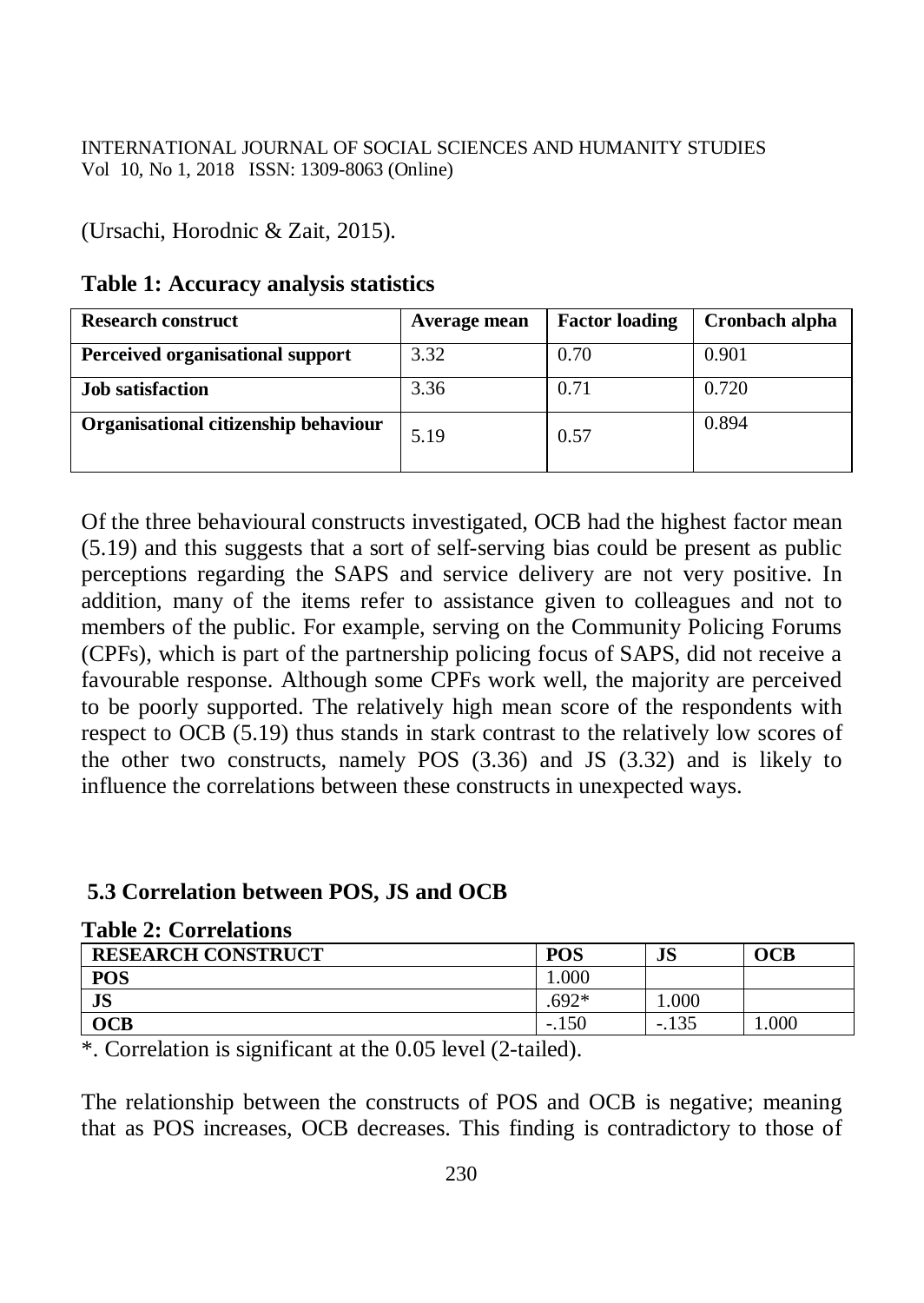(Ursachi, Horodnic & Zait, 2015).

**Table 1: Accuracy analysis statistics**

| Research construct | Average mean | Factor loading | Cronbach alpha |
|---|---|---|---|
| **Perceived organisational support** | 3.32 | 0.70 | 0.901 |
| **Job satisfaction** | 3.36 | 0.71 | 0.720 |
| **Organisational citizenship behaviour** | 5.19 | 0.57 | 0.894 |

Of the three behavioural constructs investigated, OCB had the highest factor mean (5.19) and this suggests that a sort of self-serving bias could be present as public perceptions regarding the SAPS and service delivery are not very positive. In addition, many of the items refer to assistance given to colleagues and not to members of the public. For example, serving on the Community Policing Forums (CPFs), which is part of the partnership policing focus of SAPS, did not receive a favourable response. Although some CPFs work well, the majority are perceived to be poorly supported. The relatively high mean score of the respondents with respect to OCB (5.19) thus stands in stark contrast to the relatively low scores of the other two constructs, namely POS (3.36) and JS (3.32) and is likely to influence the correlations between these constructs in unexpected ways.

### 5.3 Correlation between POS, JS and OCB

**Table 2: Correlations**

| RESEARCH CONSTRUCT | POS | JS | OCB |
|---|---|---|---|
| **POS** | 1.000 | | |
| **JS** | .692* | 1.000 | |
| **OCB** | -.150 | -.135 | 1.000 |

*. Correlation is significant at the 0.05 level (2-tailed).

The relationship between the constructs of POS and OCB is negative; meaning that as POS increases, OCB decreases. This finding is contradictory to those of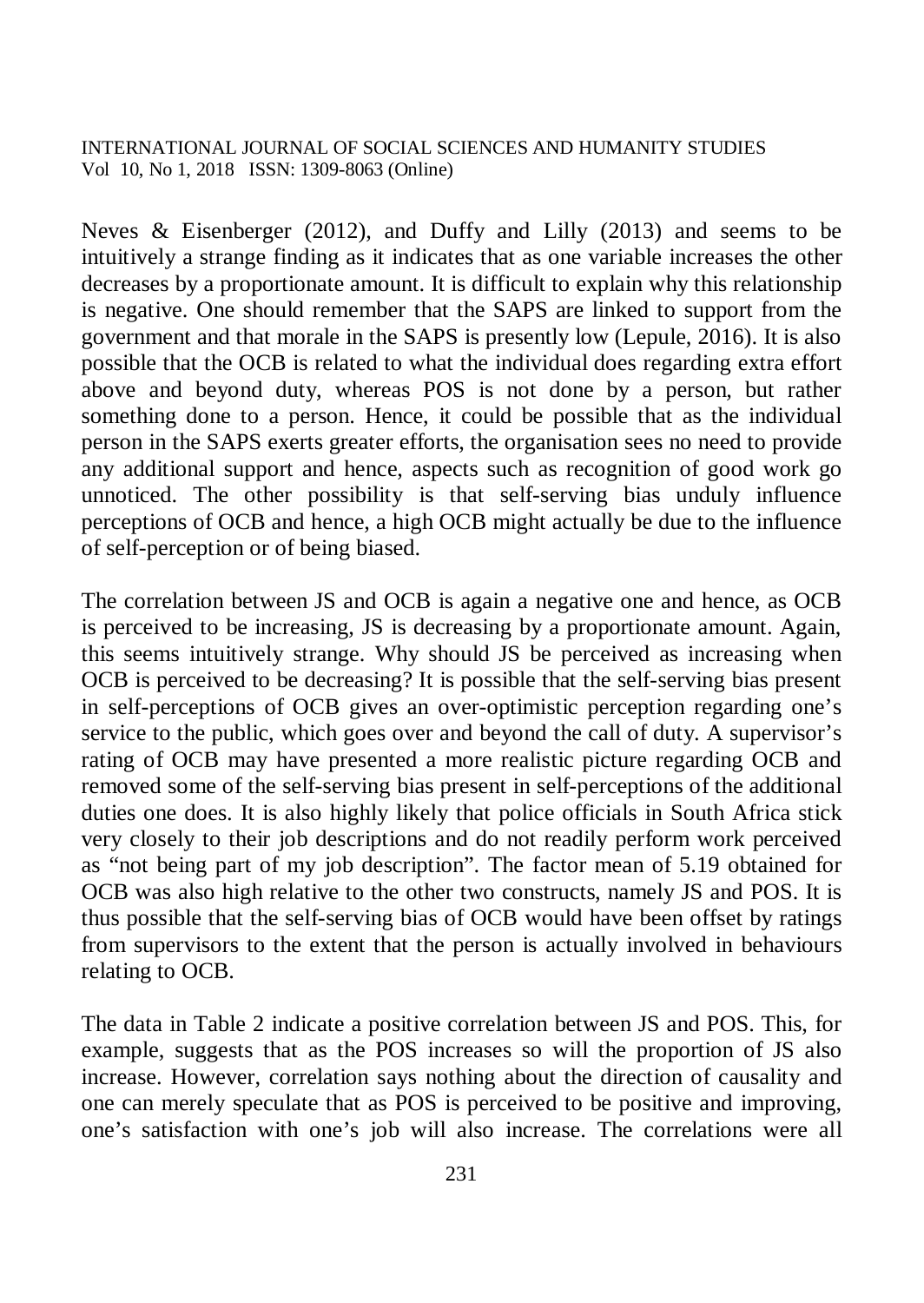Neves & Eisenberger (2012), and Duffy and Lilly (2013) and seems to be intuitively a strange finding as it indicates that as one variable increases the other decreases by a proportionate amount. It is difficult to explain why this relationship is negative. One should remember that the SAPS are linked to support from the government and that morale in the SAPS is presently low (Lepule, 2016). It is also possible that the OCB is related to what the individual does regarding extra effort above and beyond duty, whereas POS is not done by a person, but rather something done to a person. Hence, it could be possible that as the individual person in the SAPS exerts greater efforts, the organisation sees no need to provide any additional support and hence, aspects such as recognition of good work go unnoticed. The other possibility is that self-serving bias unduly influence perceptions of OCB and hence, a high OCB might actually be due to the influence of self-perception or of being biased.

The correlation between JS and OCB is again a negative one and hence, as OCB is perceived to be increasing, JS is decreasing by a proportionate amount. Again, this seems intuitively strange. Why should JS be perceived as increasing when OCB is perceived to be decreasing? It is possible that the self-serving bias present in self-perceptions of OCB gives an over-optimistic perception regarding one's service to the public, which goes over and beyond the call of duty. A supervisor's rating of OCB may have presented a more realistic picture regarding OCB and removed some of the self-serving bias present in self-perceptions of the additional duties one does. It is also highly likely that police officials in South Africa stick very closely to their job descriptions and do not readily perform work perceived as "not being part of my job description". The factor mean of 5.19 obtained for OCB was also high relative to the other two constructs, namely JS and POS. It is thus possible that the self-serving bias of OCB would have been offset by ratings from supervisors to the extent that the person is actually involved in behaviours relating to OCB.

The data in Table 2 indicate a positive correlation between JS and POS. This, for example, suggests that as the POS increases so will the proportion of JS also increase. However, correlation says nothing about the direction of causality and one can merely speculate that as POS is perceived to be positive and improving, one's satisfaction with one's job will also increase. The correlations were all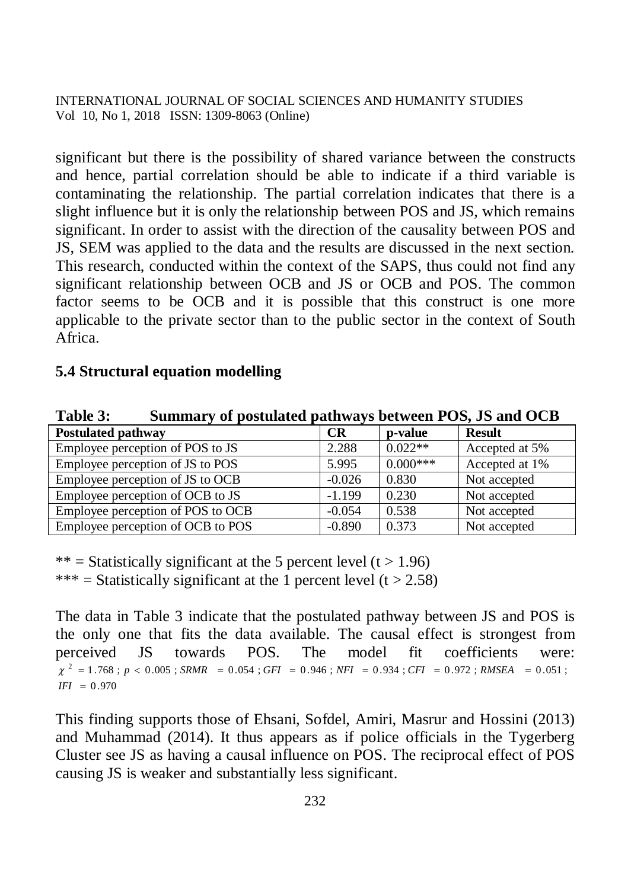significant but there is the possibility of shared variance between the constructs and hence, partial correlation should be able to indicate if a third variable is contaminating the relationship. The partial correlation indicates that there is a slight influence but it is only the relationship between POS and JS, which remains significant. In order to assist with the direction of the causality between POS and JS, SEM was applied to the data and the results are discussed in the next section. This research, conducted within the context of the SAPS, thus could not find any significant relationship between OCB and JS or OCB and POS. The common factor seems to be OCB and it is possible that this construct is one more applicable to the private sector than to the public sector in the context of South Africa.

### 5.4 Structural equation modelling

**Table 3: Summary of postulated pathways between POS, JS and OCB**

| Postulated pathway | CR | p-value | Result |
|---|---|---|---|
| Employee perception of POS to JS | 2.288 | 0.022** | Accepted at 5% |
| Employee perception of JS to POS | 5.995 | 0.000*** | Accepted at 1% |
| Employee perception of JS to OCB | -0.026 | 0.830 | Not accepted |
| Employee perception of OCB to JS | -1.199 | 0.230 | Not accepted |
| Employee perception of POS to OCB | -0.054 | 0.538 | Not accepted |
| Employee perception of OCB to POS | -0.890 | 0.373 | Not accepted |

** = Statistically significant at the 5 percent level ($t > 1.96$)
*** = Statistically significant at the 1 percent level ($t > 2.58$)

The data in Table 3 indicate that the postulated pathway between JS and POS is the only one that fits the data available. The causal effect is strongest from perceived JS towards POS. The model fit coefficients were: $\chi^2 = 1.768$; $p < 0.005$; $SRMR = 0.054$; $GFI = 0.946$; $NFI = 0.934$; $CFI = 0.972$; $RMSEA = 0.051$; $IFI = 0.970$

This finding supports those of Ehsani, Sofdel, Amiri, Masrur and Hossini (2013) and Muhammad (2014). It thus appears as if police officials in the Tygerberg Cluster see JS as having a causal influence on POS. The reciprocal effect of POS causing JS is weaker and substantially less significant.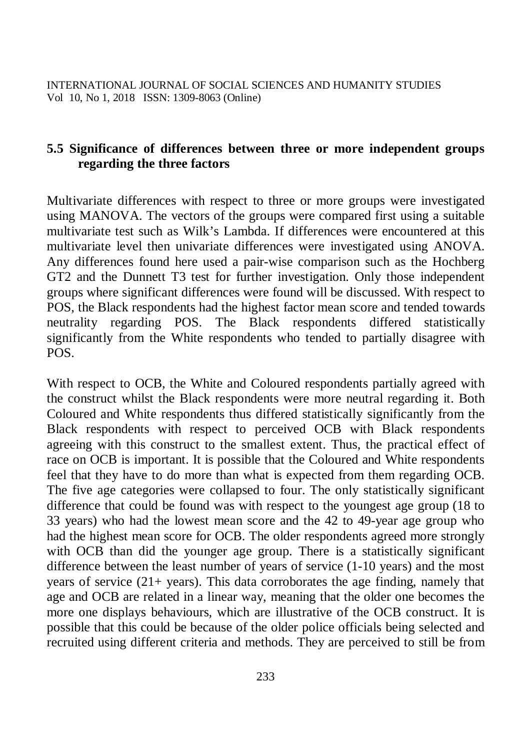## 5.5 Significance of differences between three or more independent groups regarding the three factors

Multivariate differences with respect to three or more groups were investigated using MANOVA. The vectors of the groups were compared first using a suitable multivariate test such as Wilk's Lambda. If differences were encountered at this multivariate level then univariate differences were investigated using ANOVA. Any differences found here used a pair-wise comparison such as the Hochberg GT2 and the Dunnett T3 test for further investigation. Only those independent groups where significant differences were found will be discussed. With respect to POS, the Black respondents had the highest factor mean score and tended towards neutrality regarding POS. The Black respondents differed statistically significantly from the White respondents who tended to partially disagree with POS.

With respect to OCB, the White and Coloured respondents partially agreed with the construct whilst the Black respondents were more neutral regarding it. Both Coloured and White respondents thus differed statistically significantly from the Black respondents with respect to perceived OCB with Black respondents agreeing with this construct to the smallest extent. Thus, the practical effect of race on OCB is important. It is possible that the Coloured and White respondents feel that they have to do more than what is expected from them regarding OCB. The five age categories were collapsed to four. The only statistically significant difference that could be found was with respect to the youngest age group (18 to 33 years) who had the lowest mean score and the 42 to 49-year age group who had the highest mean score for OCB. The older respondents agreed more strongly with OCB than did the younger age group. There is a statistically significant difference between the least number of years of service (1-10 years) and the most years of service (21+ years). This data corroborates the age finding, namely that age and OCB are related in a linear way, meaning that the older one becomes the more one displays behaviours, which are illustrative of the OCB construct. It is possible that this could be because of the older police officials being selected and recruited using different criteria and methods. They are perceived to still be from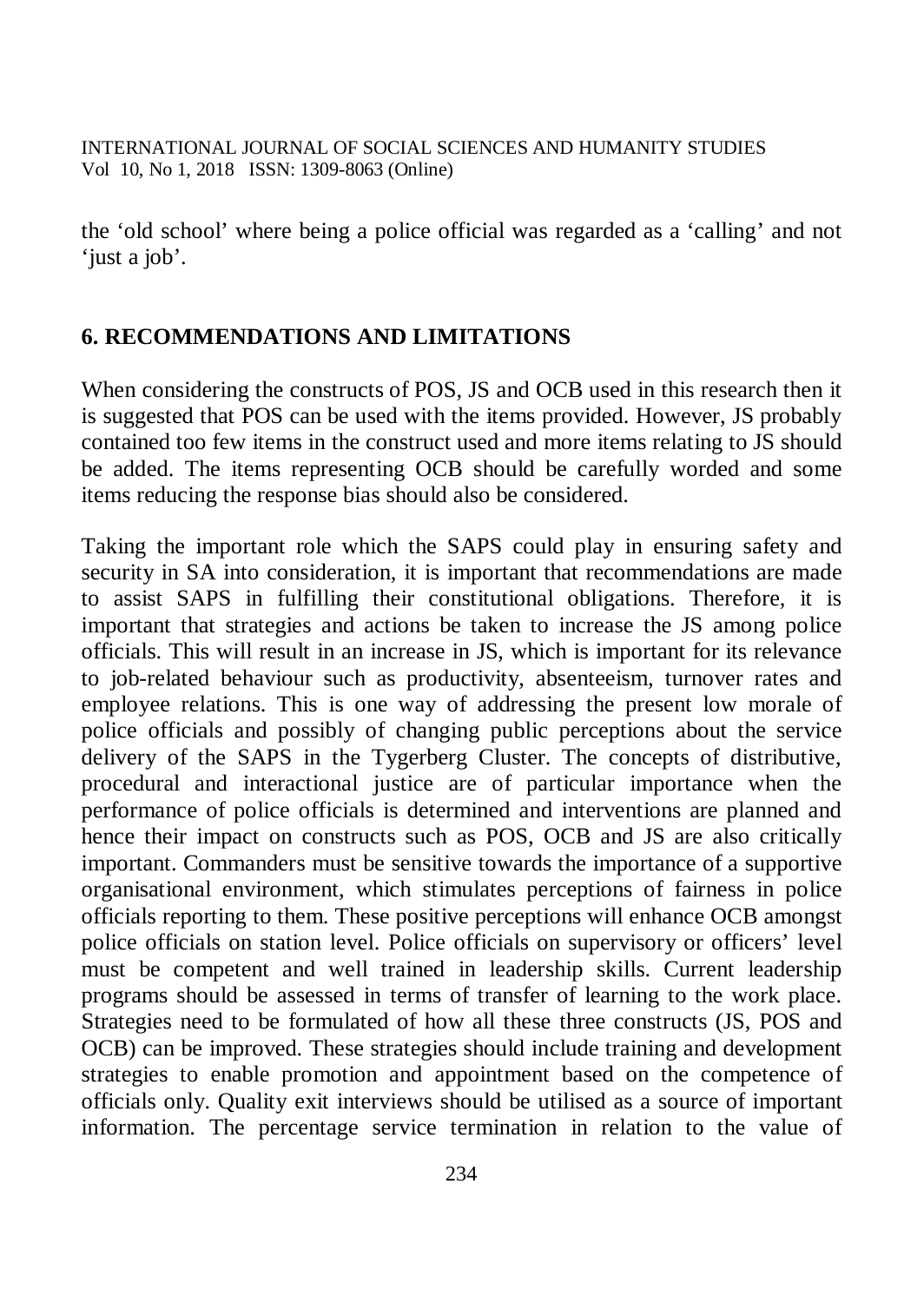the 'old school' where being a police official was regarded as a 'calling' and not 'just a job'.

## 6. RECOMMENDATIONS AND LIMITATIONS

When considering the constructs of POS, JS and OCB used in this research then it is suggested that POS can be used with the items provided. However, JS probably contained too few items in the construct used and more items relating to JS should be added. The items representing OCB should be carefully worded and some items reducing the response bias should also be considered.

Taking the important role which the SAPS could play in ensuring safety and security in SA into consideration, it is important that recommendations are made to assist SAPS in fulfilling their constitutional obligations. Therefore, it is important that strategies and actions be taken to increase the JS among police officials. This will result in an increase in JS, which is important for its relevance to job-related behaviour such as productivity, absenteeism, turnover rates and employee relations. This is one way of addressing the present low morale of police officials and possibly of changing public perceptions about the service delivery of the SAPS in the Tygerberg Cluster. The concepts of distributive, procedural and interactional justice are of particular importance when the performance of police officials is determined and interventions are planned and hence their impact on constructs such as POS, OCB and JS are also critically important. Commanders must be sensitive towards the importance of a supportive organisational environment, which stimulates perceptions of fairness in police officials reporting to them. These positive perceptions will enhance OCB amongst police officials on station level. Police officials on supervisory or officers' level must be competent and well trained in leadership skills. Current leadership programs should be assessed in terms of transfer of learning to the work place. Strategies need to be formulated of how all these three constructs (JS, POS and OCB) can be improved. These strategies should include training and development strategies to enable promotion and appointment based on the competence of officials only. Quality exit interviews should be utilised as a source of important information. The percentage service termination in relation to the value of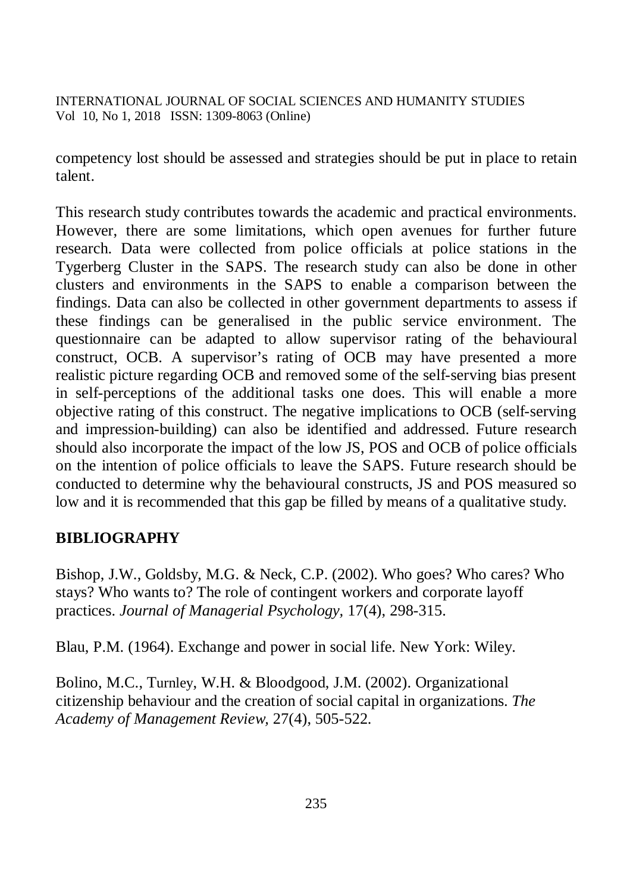competency lost should be assessed and strategies should be put in place to retain talent.

This research study contributes towards the academic and practical environments. However, there are some limitations, which open avenues for further future research. Data were collected from police officials at police stations in the Tygerberg Cluster in the SAPS. The research study can also be done in other clusters and environments in the SAPS to enable a comparison between the findings. Data can also be collected in other government departments to assess if these findings can be generalised in the public service environment. The questionnaire can be adapted to allow supervisor rating of the behavioural construct, OCB. A supervisor's rating of OCB may have presented a more realistic picture regarding OCB and removed some of the self-serving bias present in self-perceptions of the additional tasks one does. This will enable a more objective rating of this construct. The negative implications to OCB (self-serving and impression-building) can also be identified and addressed. Future research should also incorporate the impact of the low JS, POS and OCB of police officials on the intention of police officials to leave the SAPS. Future research should be conducted to determine why the behavioural constructs, JS and POS measured so low and it is recommended that this gap be filled by means of a qualitative study.

## BIBLIOGRAPHY

Bishop, J.W., Goldsby, M.G. & Neck, C.P. (2002). Who goes? Who cares? Who stays? Who wants to? The role of contingent workers and corporate layoff practices. *Journal of Managerial Psychology*, 17(4), 298-315.

Blau, P.M. (1964). Exchange and power in social life. New York: Wiley.

Bolino, M.C., Turnley, W.H. & Bloodgood, J.M. (2002). Organizational citizenship behaviour and the creation of social capital in organizations. *The Academy of Management Review*, 27(4), 505-522.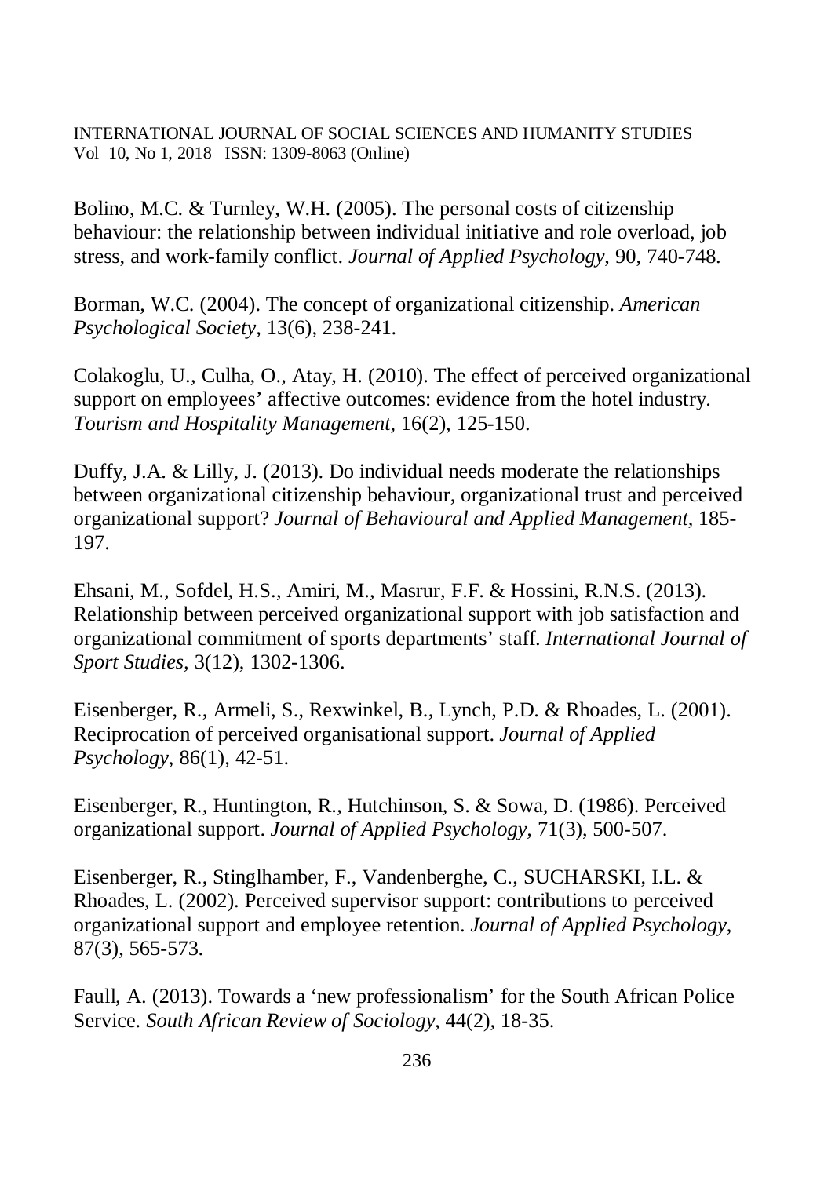Bolino, M.C. & Turnley, W.H. (2005). The personal costs of citizenship behaviour: the relationship between individual initiative and role overload, job stress, and work-family conflict. *Journal of Applied Psychology*, 90, 740-748.

Borman, W.C. (2004). The concept of organizational citizenship. *American Psychological Society*, 13(6), 238-241.

Colakoglu, U., Culha, O., Atay, H. (2010). The effect of perceived organizational support on employees' affective outcomes: evidence from the hotel industry. *Tourism and Hospitality Management*, 16(2), 125-150.

Duffy, J.A. & Lilly, J. (2013). Do individual needs moderate the relationships between organizational citizenship behaviour, organizational trust and perceived organizational support? *Journal of Behavioural and Applied Management*, 185-197.

Ehsani, M., Sofdel, H.S., Amiri, M., Masrur, F.F. & Hossini, R.N.S. (2013). Relationship between perceived organizational support with job satisfaction and organizational commitment of sports departments' staff. *International Journal of Sport Studies*, 3(12), 1302-1306.

Eisenberger, R., Armeli, S., Rexwinkel, B., Lynch, P.D. & Rhoades, L. (2001). Reciprocation of perceived organisational support. *Journal of Applied Psychology*, 86(1), 42-51.

Eisenberger, R., Huntington, R., Hutchinson, S. & Sowa, D. (1986). Perceived organizational support. *Journal of Applied Psychology*, 71(3), 500-507.

Eisenberger, R., Stinglhamber, F., Vandenberghe, C., SUCHARSKI, I.L. & Rhoades, L. (2002). Perceived supervisor support: contributions to perceived organizational support and employee retention. *Journal of Applied Psychology*, 87(3), 565-573.

Faull, A. (2013). Towards a 'new professionalism' for the South African Police Service. *South African Review of Sociology*, 44(2), 18-35.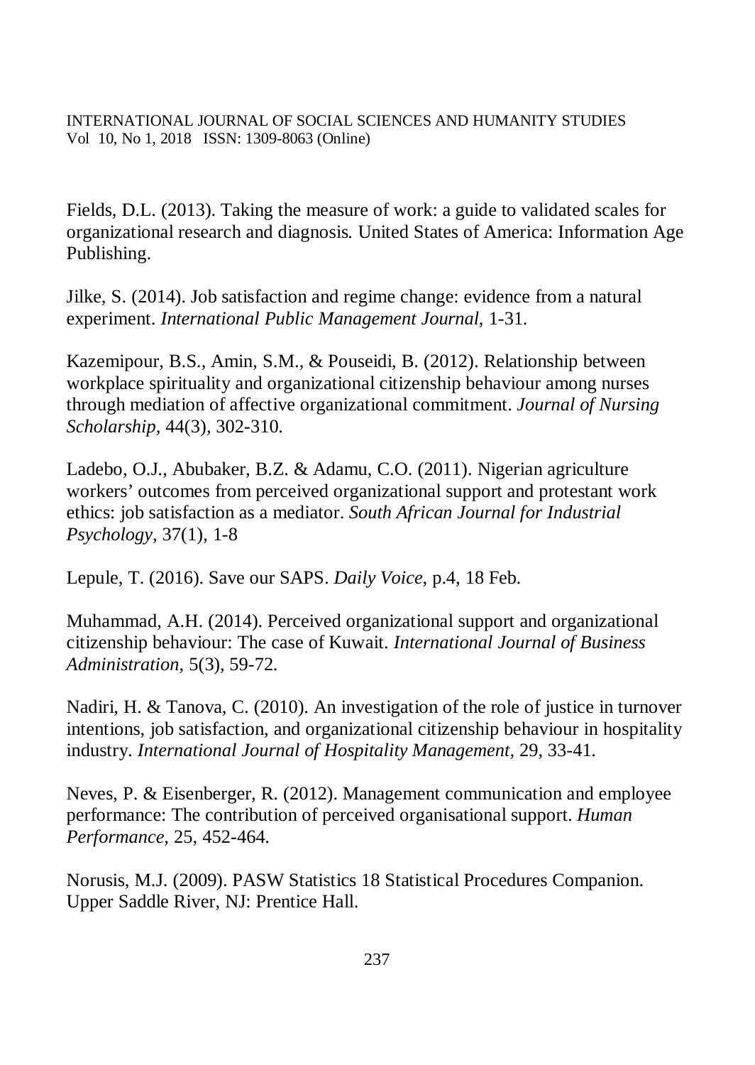Fields, D.L. (2013). Taking the measure of work: a guide to validated scales for organizational research and diagnosis. United States of America: Information Age Publishing.

Jilke, S. (2014). Job satisfaction and regime change: evidence from a natural experiment. *International Public Management Journal*, 1-31.

Kazemipour, B.S., Amin, S.M., & Pouseidi, B. (2012). Relationship between workplace spirituality and organizational citizenship behaviour among nurses through mediation of affective organizational commitment. *Journal of Nursing Scholarship,* 44(3), 302-310.

Ladebo, O.J., Abubaker, B.Z. & Adamu, C.O. (2011). Nigerian agriculture workers' outcomes from perceived organizational support and protestant work ethics: job satisfaction as a mediator. *South African Journal for Industrial Psychology,* 37(1), 1-8

Lepule, T. (2016). Save our SAPS. *Daily Voice,* p.4, 18 Feb.

Muhammad, A.H. (2014). Perceived organizational support and organizational citizenship behaviour: The case of Kuwait. *International Journal of Business Administration,* 5(3), 59-72.

Nadiri, H. & Tanova, C. (2010). An investigation of the role of justice in turnover intentions, job satisfaction, and organizational citizenship behaviour in hospitality industry. *International Journal of Hospitality Management,* 29, 33-41.

Neves, P. & Eisenberger, R. (2012). Management communication and employee performance: The contribution of perceived organisational support. *Human Performance,* 25, 452-464.

Norusis, M.J. (2009). PASW Statistics 18 Statistical Procedures Companion. Upper Saddle River, NJ: Prentice Hall.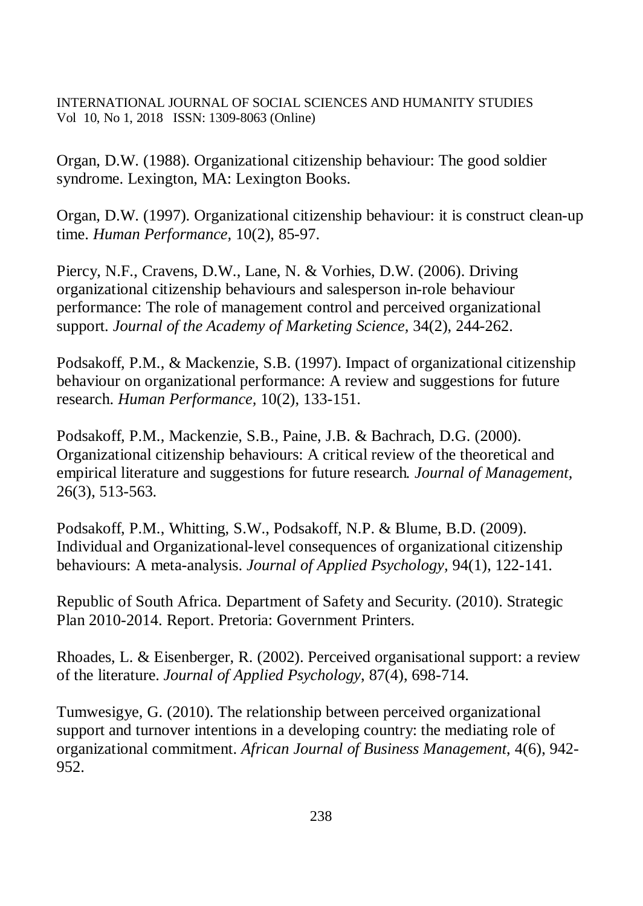Organ, D.W. (1988). Organizational citizenship behaviour: The good soldier syndrome. Lexington, MA: Lexington Books.

Organ, D.W. (1997). Organizational citizenship behaviour: it is construct clean-up time. *Human Performance,* 10(2), 85-97.

Piercy, N.F., Cravens, D.W., Lane, N. & Vorhies, D.W. (2006). Driving organizational citizenship behaviours and salesperson in-role behaviour performance: The role of management control and perceived organizational support. *Journal of the Academy of Marketing Science,* 34(2), 244-262.

Podsakoff, P.M., & Mackenzie, S.B. (1997). Impact of organizational citizenship behaviour on organizational performance: A review and suggestions for future research. *Human Performance,* 10(2), 133-151.

Podsakoff, P.M., Mackenzie, S.B., Paine, J.B. & Bachrach, D.G. (2000). Organizational citizenship behaviours: A critical review of the theoretical and empirical literature and suggestions for future research. *Journal of Management,* 26(3), 513-563.

Podsakoff, P.M., Whitting, S.W., Podsakoff, N.P. & Blume, B.D. (2009). Individual and Organizational-level consequences of organizational citizenship behaviours: A meta-analysis. *Journal of Applied Psychology,* 94(1), 122-141.

Republic of South Africa. Department of Safety and Security. (2010). Strategic Plan 2010-2014. Report. Pretoria: Government Printers.

Rhoades, L. & Eisenberger, R. (2002). Perceived organisational support: a review of the literature. *Journal of Applied Psychology,* 87(4), 698-714.

Tumwesigye, G. (2010). The relationship between perceived organizational support and turnover intentions in a developing country: the mediating role of organizational commitment. *African Journal of Business Management,* 4(6), 942-952.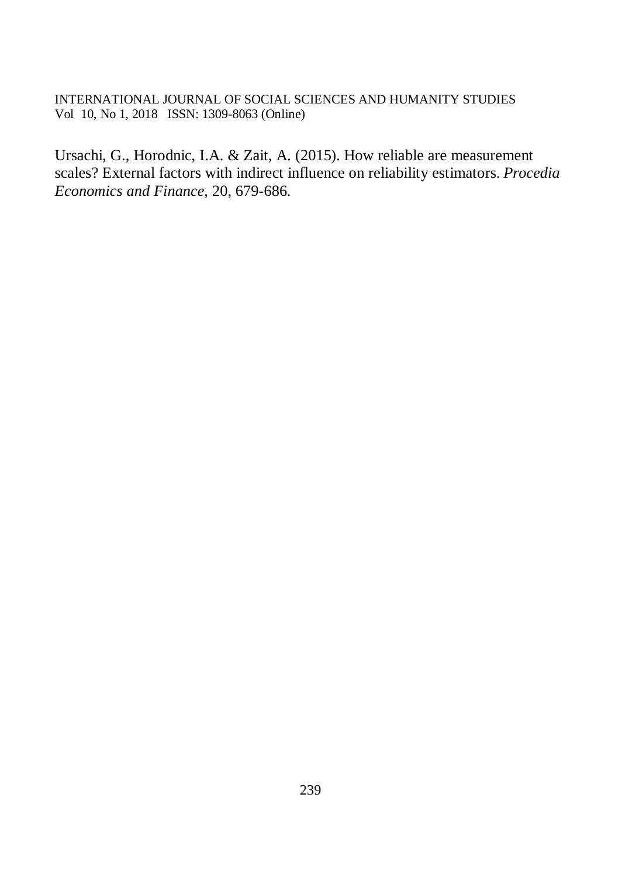Ursachi, G., Horodnic, I.A. & Zait, A. (2015). How reliable are measurement scales? External factors with indirect influence on reliability estimators. *Procedia Economics and Finance*, 20, 679-686.